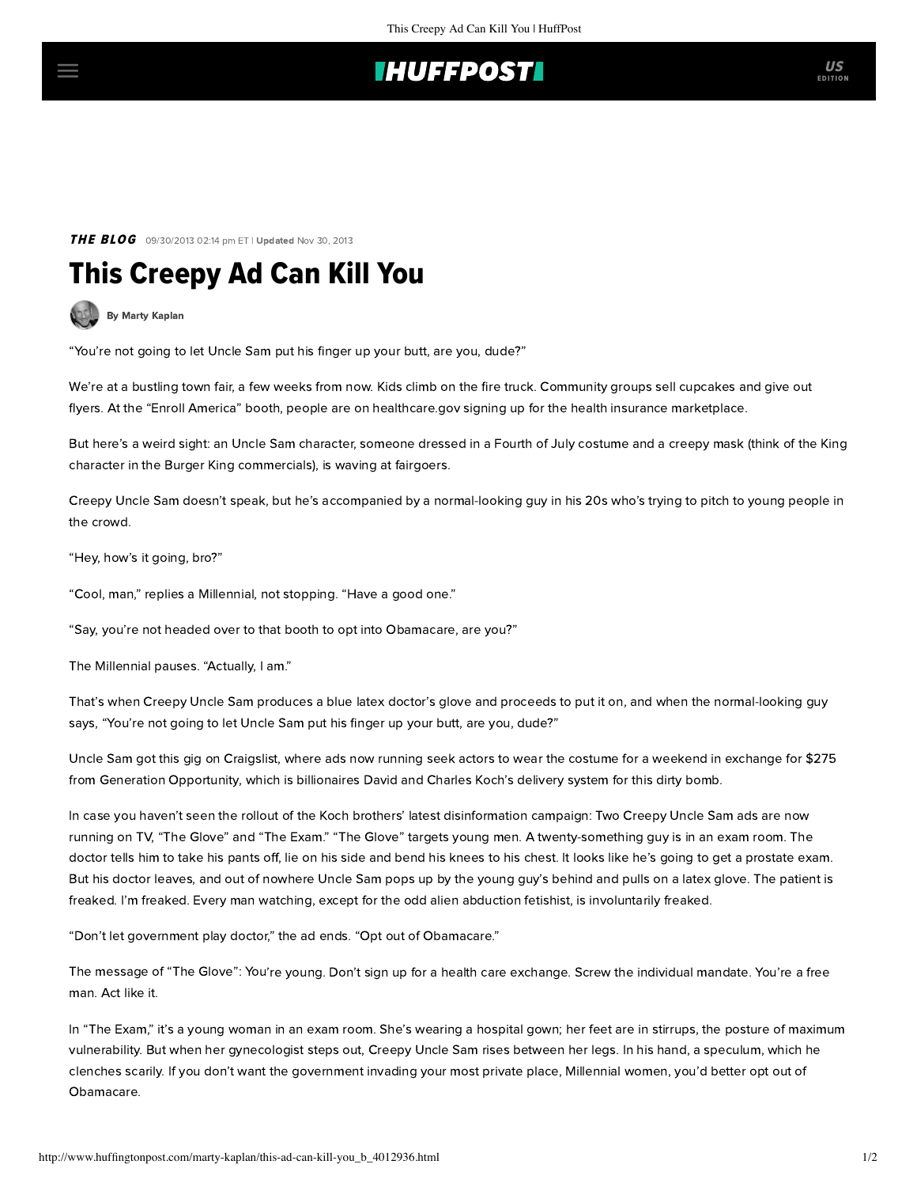**THE BLOG** 09/30/2013 02:14 pm ET | **Updated** Nov 30, 2013

# This Creepy Ad Can Kill You

**By Marty Kaplan**

"You're not going to let Uncle Sam put his finger up your butt, are you, dude?"

We're at a bustling town fair, a few weeks from now. Kids climb on the fire truck. Community groups sell cupcakes and give out flyers. At the "Enroll America" booth, people are on healthcare.gov signing up for the health insurance marketplace.

But here's a weird sight: an Uncle Sam character, someone dressed in a Fourth of July costume and a creepy mask (think of the King character in the Burger King commercials), is waving at fairgoers.

Creepy Uncle Sam doesn't speak, but he's accompanied by a normal-looking guy in his 20s who's trying to pitch to young people in the crowd.

"Hey, how's it going, bro?"

"Cool, man," replies a Millennial, not stopping. "Have a good one."

"Say, you're not headed over to that booth to opt into Obamacare, are you?"

The Millennial pauses. "Actually, I am."

That's when Creepy Uncle Sam produces a blue latex doctor's glove and proceeds to put it on, and when the normal-looking guy says, "You're not going to let Uncle Sam put his finger up your butt, are you, dude?"

Uncle Sam got this gig on Craigslist, where ads now running seek actors to wear the costume for a weekend in exchange for $275 from Generation Opportunity, which is billionaires David and Charles Koch's delivery system for this dirty bomb.

In case you haven't seen the rollout of the Koch brothers' latest disinformation campaign: Two Creepy Uncle Sam ads are now running on TV, "The Glove" and "The Exam." "The Glove" targets young men. A twenty-something guy is in an exam room. The doctor tells him to take his pants off, lie on his side and bend his knees to his chest. It looks like he's going to get a prostate exam. But his doctor leaves, and out of nowhere Uncle Sam pops up by the young guy's behind and pulls on a latex glove. The patient is freaked. I'm freaked. Every man watching, except for the odd alien abduction fetishist, is involuntarily freaked.

"Don't let government play doctor," the ad ends. "Opt out of Obamacare."

The message of "The Glove": You're young. Don't sign up for a health care exchange. Screw the individual mandate. You're a free man. Act like it.

In "The Exam," it's a young woman in an exam room. She's wearing a hospital gown; her feet are in stirrups, the posture of maximum vulnerability. But when her gynecologist steps out, Creepy Uncle Sam rises between her legs. In his hand, a speculum, which he clenches scarily. If you don't want the government invading your most private place, Millennial women, you'd better opt out of Obamacare.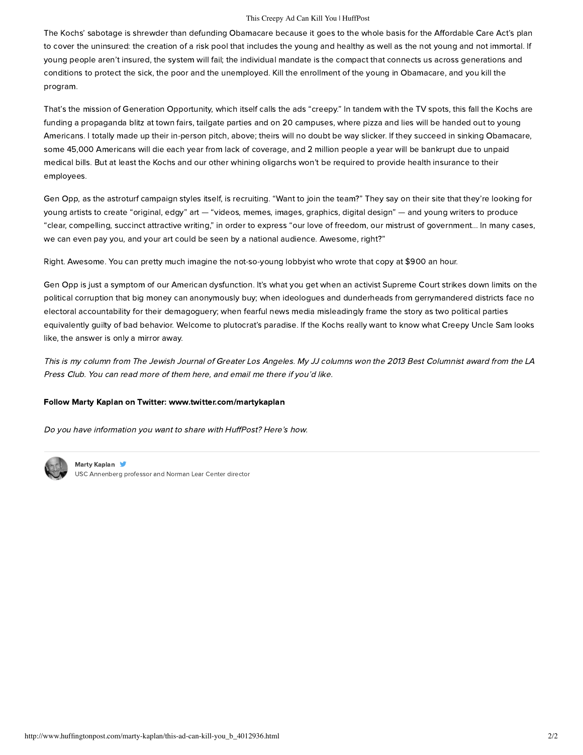The Kochs' sabotage is shrewder than defunding Obamacare because it goes to the whole basis for the Affordable Care Act's plan to cover the uninsured: the creation of a risk pool that includes the young and healthy as well as the not young and not immortal. If young people aren't insured, the system will fail; the individual mandate is the compact that connects us across generations and conditions to protect the sick, the poor and the unemployed. Kill the enrollment of the young in Obamacare, and you kill the program.

That's the mission of Generation Opportunity, which itself calls the ads "creepy." In tandem with the TV spots, this fall the Kochs are funding a propaganda blitz at town fairs, tailgate parties and on 20 campuses, where pizza and lies will be handed out to young Americans. I totally made up their in-person pitch, above; theirs will no doubt be way slicker. If they succeed in sinking Obamacare, some 45,000 Americans will die each year from lack of coverage, and 2 million people a year will be bankrupt due to unpaid medical bills. But at least the Kochs and our other whining oligarchs won't be required to provide health insurance to their employees.

Gen Opp, as the astroturf campaign styles itself, is recruiting. "Want to join the team?" They say on their site that they're looking for young artists to create "original, edgy" art — "videos, memes, images, graphics, digital design" — and young writers to produce "clear, compelling, succinct attractive writing," in order to express "our love of freedom, our mistrust of government... In many cases, we can even pay you, and your art could be seen by a national audience. Awesome, right?"

Right. Awesome. You can pretty much imagine the not-so-young lobbyist who wrote that copy at $900 an hour.

Gen Opp is just a symptom of our American dysfunction. It's what you get when an activist Supreme Court strikes down limits on the political corruption that big money can anonymously buy; when ideologues and dunderheads from gerrymandered districts face no electoral accountability for their demagoguery; when fearful news media misleadingly frame the story as two political parties equivalently guilty of bad behavior. Welcome to plutocrat's paradise. If the Kochs really want to know what Creepy Uncle Sam looks like, the answer is only a mirror away.

*This is my column from The Jewish Journal of Greater Los Angeles. My JJ columns won the 2013 Best Columnist award from the LA Press Club. You can read more of them here, and email me there if you'd like.*

**Follow Marty Kaplan on Twitter: www.twitter.com/martykaplan**

*Do you have information you want to share with HuffPost? Here's how.*

**Marty Kaplan**
USC Annenberg professor and Norman Lear Center director